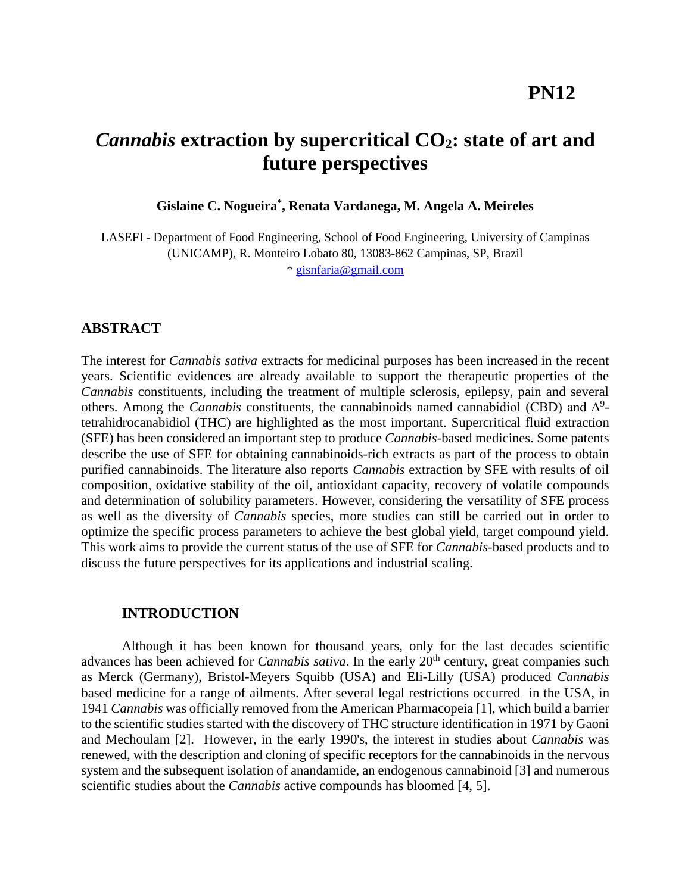**PN12**

# *Cannabis* extraction by supercritical $CO_2$: state of art and future perspectives

**Gislaine C. Nogueira*, Renata Vardanega, M. Angela A. Meireles**

LASEFI - Department of Food Engineering, School of Food Engineering, University of Campinas (UNICAMP), R. Monteiro Lobato 80, 13083-862 Campinas, SP, Brazil

\* gisnfaria@gmail.com

## ABSTRACT

The interest for *Cannabis sativa* extracts for medicinal purposes has been increased in the recent years. Scientific evidences are already available to support the therapeutic properties of the *Cannabis* constituents, including the treatment of multiple sclerosis, epilepsy, pain and several others. Among the *Cannabis* constituents, the cannabinoids named cannabidiol (CBD) and $\Delta^9$-tetrahidrocanabidiol (THC) are highlighted as the most important. Supercritical fluid extraction (SFE) has been considered an important step to produce *Cannabis*-based medicines. Some patents describe the use of SFE for obtaining cannabinoids-rich extracts as part of the process to obtain purified cannabinoids. The literature also reports *Cannabis* extraction by SFE with results of oil composition, oxidative stability of the oil, antioxidant capacity, recovery of volatile compounds and determination of solubility parameters. However, considering the versatility of SFE process as well as the diversity of *Cannabis* species, more studies can still be carried out in order to optimize the specific process parameters to achieve the best global yield, target compound yield. This work aims to provide the current status of the use of SFE for *Cannabis*-based products and to discuss the future perspectives for its applications and industrial scaling.

## INTRODUCTION

Although it has been known for thousand years, only for the last decades scientific advances has been achieved for *Cannabis sativa*. In the early 20th century, great companies such as Merck (Germany), Bristol-Meyers Squibb (USA) and Eli-Lilly (USA) produced *Cannabis* based medicine for a range of ailments. After several legal restrictions occurred in the USA, in 1941 *Cannabis* was officially removed from the American Pharmacopeia [1], which build a barrier to the scientific studies started with the discovery of THC structure identification in 1971 by Gaoni and Mechoulam [2]. However, in the early 1990's, the interest in studies about *Cannabis* was renewed, with the description and cloning of specific receptors for the cannabinoids in the nervous system and the subsequent isolation of anandamide, an endogenous cannabinoid [3] and numerous scientific studies about the *Cannabis* active compounds has bloomed [4, 5].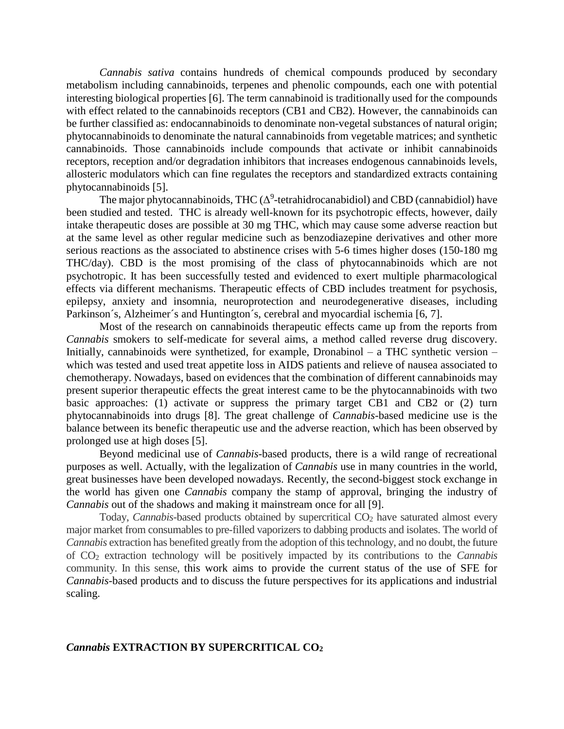*Cannabis sativa* contains hundreds of chemical compounds produced by secondary metabolism including cannabinoids, terpenes and phenolic compounds, each one with potential interesting biological properties [6]. The term cannabinoid is traditionally used for the compounds with effect related to the cannabinoids receptors (CB1 and CB2). However, the cannabinoids can be further classified as: endocannabinoids to denominate non-vegetal substances of natural origin; phytocannabinoids to denominate the natural cannabinoids from vegetable matrices; and synthetic cannabinoids. Those cannabinoids include compounds that activate or inhibit cannabinoids receptors, reception and/or degradation inhibitors that increases endogenous cannabinoids levels, allosteric modulators which can fine regulates the receptors and standardized extracts containing phytocannabinoids [5].

The major phytocannabinoids, THC ($\Delta^9$-tetrahidrocanabidiol) and CBD (cannabidiol) have been studied and tested. THC is already well-known for its psychotropic effects, however, daily intake therapeutic doses are possible at 30 mg THC, which may cause some adverse reaction but at the same level as other regular medicine such as benzodiazepine derivatives and other more serious reactions as the associated to abstinence crises with 5-6 times higher doses (150-180 mg THC/day). CBD is the most promising of the class of phytocannabinoids which are not psychotropic. It has been successfully tested and evidenced to exert multiple pharmacological effects via different mechanisms. Therapeutic effects of CBD includes treatment for psychosis, epilepsy, anxiety and insomnia, neuroprotection and neurodegenerative diseases, including Parkinson´s, Alzheimer´s and Huntington´s, cerebral and myocardial ischemia [6, 7].

Most of the research on cannabinoids therapeutic effects came up from the reports from *Cannabis* smokers to self-medicate for several aims, a method called reverse drug discovery. Initially, cannabinoids were synthetized, for example, Dronabinol – a THC synthetic version – which was tested and used treat appetite loss in AIDS patients and relieve of nausea associated to chemotherapy. Nowadays, based on evidences that the combination of different cannabinoids may present superior therapeutic effects the great interest came to be the phytocannabinoids with two basic approaches: (1) activate or suppress the primary target CB1 and CB2 or (2) turn phytocannabinoids into drugs [8]. The great challenge of *Cannabis*-based medicine use is the balance between its benefic therapeutic use and the adverse reaction, which has been observed by prolonged use at high doses [5].

Beyond medicinal use of *Cannabis*-based products, there is a wild range of recreational purposes as well. Actually, with the legalization of *Cannabis* use in many countries in the world, great businesses have been developed nowadays. Recently, the second-biggest stock exchange in the world has given one *Cannabis* company the stamp of approval, bringing the industry of *Cannabis* out of the shadows and making it mainstream once for all [9].

Today, *Cannabis*-based products obtained by supercritical $CO_2$ have saturated almost every major market from consumables to pre-filled vaporizers to dabbing products and isolates. The world of *Cannabis* extraction has benefited greatly from the adoption of this technology, and no doubt, the future of $CO_2$ extraction technology will be positively impacted by its contributions to the *Cannabis* community. In this sense, this work aims to provide the current status of the use of SFE for *Cannabis*-based products and to discuss the future perspectives for its applications and industrial scaling.

## ***Cannabis* EXTRACTION BY SUPERCRITICAL $CO_2$**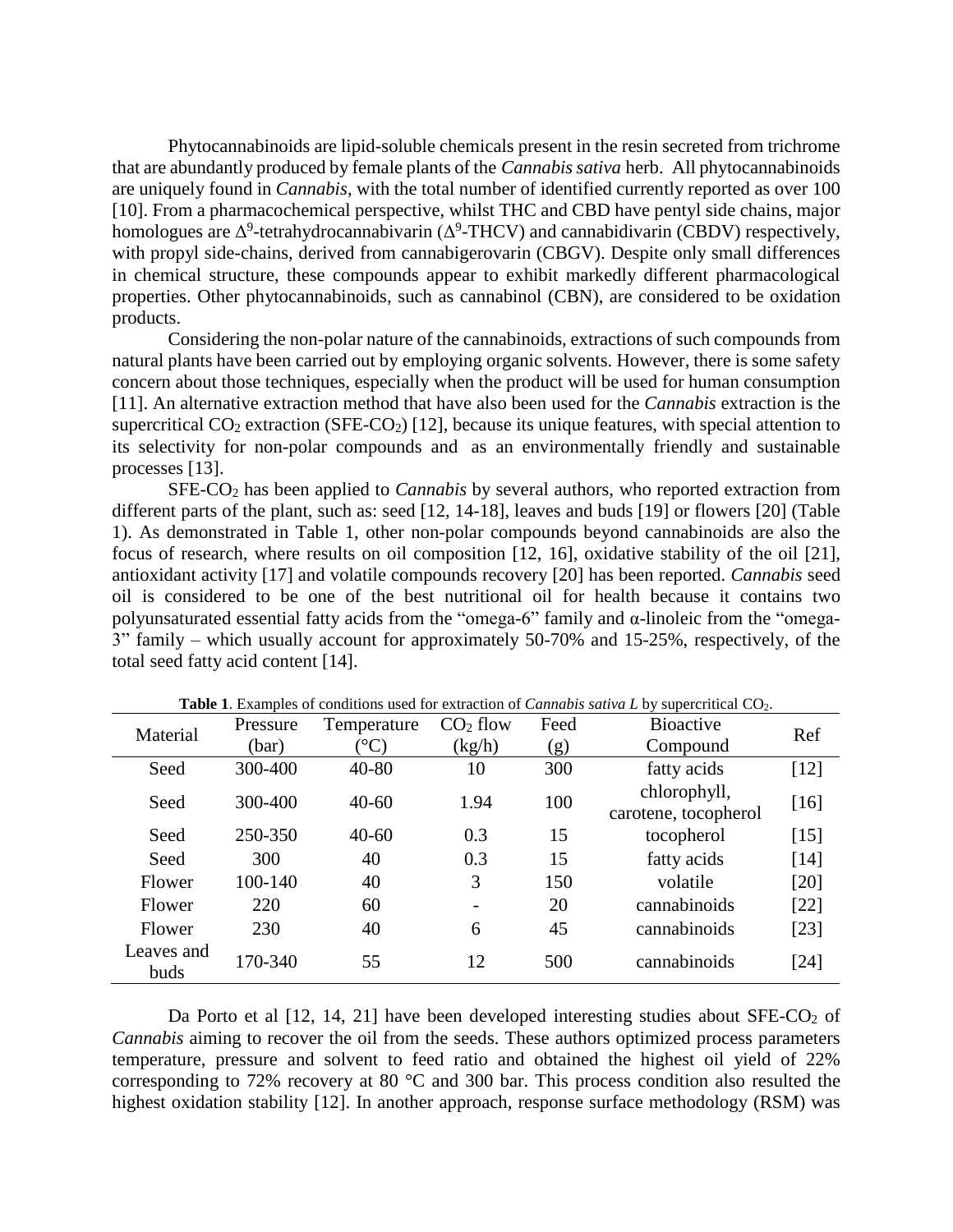Phytocannabinoids are lipid-soluble chemicals present in the resin secreted from trichrome that are abundantly produced by female plants of the *Cannabis sativa* herb. All phytocannabinoids are uniquely found in *Cannabis*, with the total number of identified currently reported as over 100 [10]. From a pharmacochemical perspective, whilst THC and CBD have pentyl side chains, major homologues are $\Delta^9$-tetrahydrocannabivarin ($\Delta^9$-THCV) and cannabidivarin (CBDV) respectively, with propyl side-chains, derived from cannabigerovarin (CBGV). Despite only small differences in chemical structure, these compounds appear to exhibit markedly different pharmacological properties. Other phytocannabinoids, such as cannabinol (CBN), are considered to be oxidation products.

Considering the non-polar nature of the cannabinoids, extractions of such compounds from natural plants have been carried out by employing organic solvents. However, there is some safety concern about those techniques, especially when the product will be used for human consumption [11]. An alternative extraction method that have also been used for the *Cannabis* extraction is the supercritical $CO_2$ extraction (SFE-$CO_2$) [12], because its unique features, with special attention to its selectivity for non-polar compounds and as an environmentally friendly and sustainable processes [13].

SFE-$CO_2$ has been applied to *Cannabis* by several authors, who reported extraction from different parts of the plant, such as: seed [12, 14-18], leaves and buds [19] or flowers [20] (Table 1). As demonstrated in Table 1, other non-polar compounds beyond cannabinoids are also the focus of research, where results on oil composition [12, 16], oxidative stability of the oil [21], antioxidant activity [17] and volatile compounds recovery [20] has been reported. *Cannabis* seed oil is considered to be one of the best nutritional oil for health because it contains two polyunsaturated essential fatty acids from the "omega-6" family and α-linoleic from the "omega-3" family – which usually account for approximately 50-70% and 15-25%, respectively, of the total seed fatty acid content [14].

**Table 1**. Examples of conditions used for extraction of *Cannabis sativa L* by supercritical $CO_2$.

| Material | Pressure (bar) | Temperature (°C) | $CO_2$ flow (kg/h) | Feed (g) | Bioactive Compound | Ref |
|---|---|---|---|---|---|---|
| Seed | 300-400 | 40-80 | 10 | 300 | fatty acids | [12] |
| Seed | 300-400 | 40-60 | 1.94 | 100 | chlorophyll, carotene, tocopherol | [16] |
| Seed | 250-350 | 40-60 | 0.3 | 15 | tocopherol | [15] |
| Seed | 300 | 40 | 0.3 | 15 | fatty acids | [14] |
| Flower | 100-140 | 40 | 3 | 150 | volatile | [20] |
| Flower | 220 | 60 | - | 20 | cannabinoids | [22] |
| Flower | 230 | 40 | 6 | 45 | cannabinoids | [23] |
| Leaves and buds | 170-340 | 55 | 12 | 500 | cannabinoids | [24] |

Da Porto et al [12, 14, 21] have been developed interesting studies about SFE-$CO_2$ of *Cannabis* aiming to recover the oil from the seeds. These authors optimized process parameters temperature, pressure and solvent to feed ratio and obtained the highest oil yield of 22% corresponding to 72% recovery at 80 °C and 300 bar. This process condition also resulted the highest oxidation stability [12]. In another approach, response surface methodology (RSM) was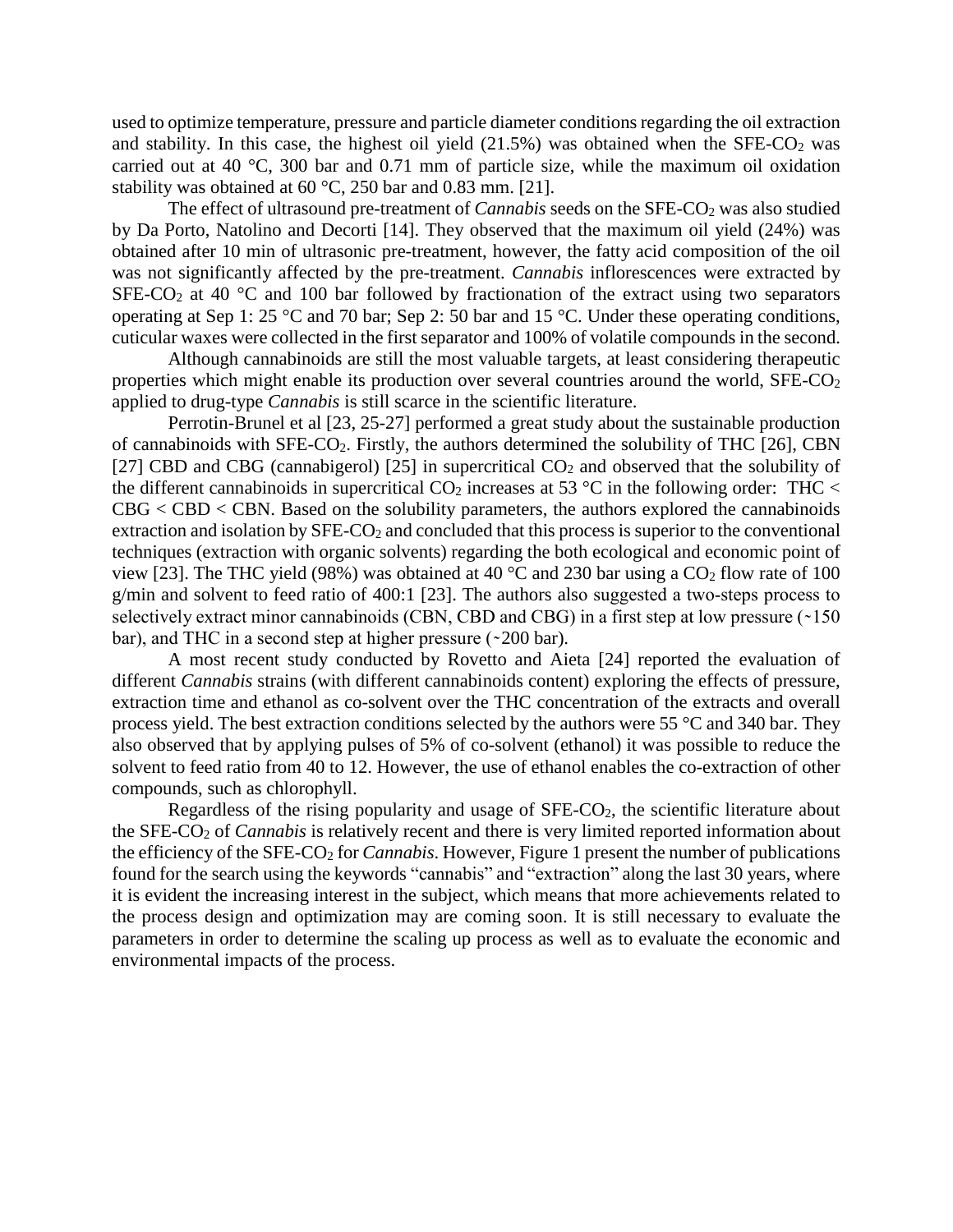used to optimize temperature, pressure and particle diameter conditions regarding the oil extraction and stability. In this case, the highest oil yield (21.5%) was obtained when the SFE-$CO_2$ was carried out at 40 °C, 300 bar and 0.71 mm of particle size, while the maximum oil oxidation stability was obtained at 60 °C, 250 bar and 0.83 mm. [21].

The effect of ultrasound pre-treatment of *Cannabis* seeds on the SFE-$CO_2$ was also studied by Da Porto, Natolino and Decorti [14]. They observed that the maximum oil yield (24%) was obtained after 10 min of ultrasonic pre-treatment, however, the fatty acid composition of the oil was not significantly affected by the pre-treatment. *Cannabis* inflorescences were extracted by SFE-$CO_2$ at 40 °C and 100 bar followed by fractionation of the extract using two separators operating at Sep 1: 25 °C and 70 bar; Sep 2: 50 bar and 15 °C. Under these operating conditions, cuticular waxes were collected in the first separator and 100% of volatile compounds in the second.

Although cannabinoids are still the most valuable targets, at least considering therapeutic properties which might enable its production over several countries around the world, SFE-$CO_2$ applied to drug-type *Cannabis* is still scarce in the scientific literature.

Perrotin-Brunel et al [23, 25-27] performed a great study about the sustainable production of cannabinoids with SFE-$CO_2$. Firstly, the authors determined the solubility of THC [26], CBN [27] CBD and CBG (cannabigerol) [25] in supercritical $CO_2$ and observed that the solubility of the different cannabinoids in supercritical $CO_2$ increases at 53 °C in the following order: THC < CBG < CBD < CBN. Based on the solubility parameters, the authors explored the cannabinoids extraction and isolation by SFE-$CO_2$ and concluded that this process is superior to the conventional techniques (extraction with organic solvents) regarding the both ecological and economic point of view [23]. The THC yield (98%) was obtained at 40 °C and 230 bar using a $CO_2$ flow rate of 100 g/min and solvent to feed ratio of 400:1 [23]. The authors also suggested a two-steps process to selectively extract minor cannabinoids (CBN, CBD and CBG) in a first step at low pressure (~150 bar), and THC in a second step at higher pressure (~200 bar).

A most recent study conducted by Rovetto and Aieta [24] reported the evaluation of different *Cannabis* strains (with different cannabinoids content) exploring the effects of pressure, extraction time and ethanol as co-solvent over the THC concentration of the extracts and overall process yield. The best extraction conditions selected by the authors were 55 °C and 340 bar. They also observed that by applying pulses of 5% of co-solvent (ethanol) it was possible to reduce the solvent to feed ratio from 40 to 12. However, the use of ethanol enables the co-extraction of other compounds, such as chlorophyll.

Regardless of the rising popularity and usage of SFE-$CO_2$, the scientific literature about the SFE-$CO_2$ of *Cannabis* is relatively recent and there is very limited reported information about the efficiency of the SFE-$CO_2$ for *Cannabis*. However, Figure 1 present the number of publications found for the search using the keywords "cannabis" and "extraction" along the last 30 years, where it is evident the increasing interest in the subject, which means that more achievements related to the process design and optimization may are coming soon. It is still necessary to evaluate the parameters in order to determine the scaling up process as well as to evaluate the economic and environmental impacts of the process.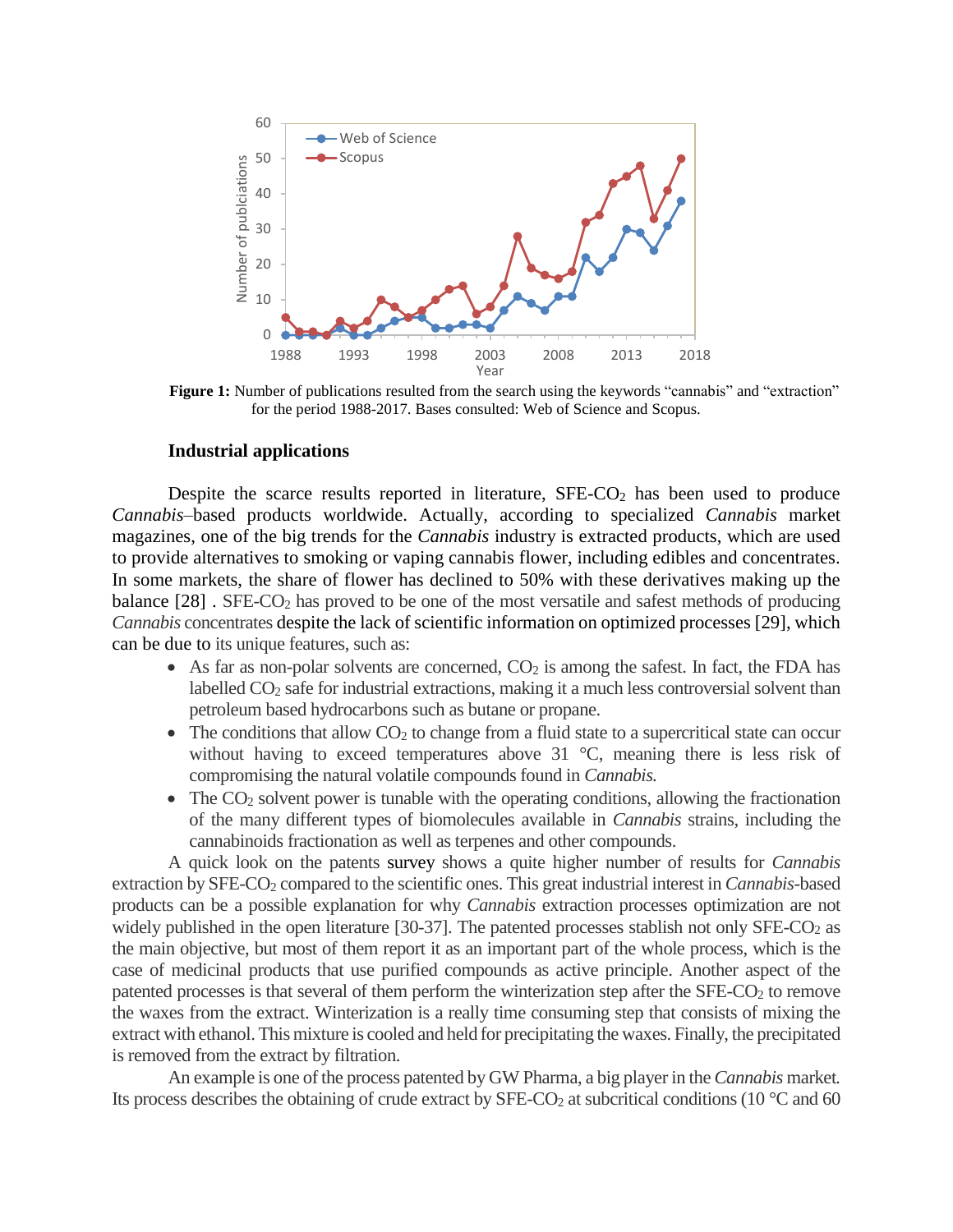**Figure 1:** Number of publications resulted from the search using the keywords "cannabis" and "extraction" for the period 1988-2017. Bases consulted: Web of Science and Scopus.

### Industrial applications

Despite the scarce results reported in literature, SFE-$CO_2$ has been used to produce *Cannabis*–based products worldwide. Actually, according to specialized *Cannabis* market magazines, one of the big trends for the *Cannabis* industry is extracted products, which are used to provide alternatives to smoking or vaping cannabis flower, including edibles and concentrates. In some markets, the share of flower has declined to 50% with these derivatives making up the balance [28] . SFE-$CO_2$ has proved to be one of the most versatile and safest methods of producing *Cannabis* concentrates despite the lack of scientific information on optimized processes [29], which can be due to its unique features, such as:

- As far as non-polar solvents are concerned, $CO_2$ is among the safest. In fact, the FDA has labelled $CO_2$ safe for industrial extractions, making it a much less controversial solvent than petroleum based hydrocarbons such as butane or propane.
- The conditions that allow $CO_2$ to change from a fluid state to a supercritical state can occur without having to exceed temperatures above 31 °C, meaning there is less risk of compromising the natural volatile compounds found in *Cannabis.*
- The $CO_2$ solvent power is tunable with the operating conditions, allowing the fractionation of the many different types of biomolecules available in *Cannabis* strains, including the cannabinoids fractionation as well as terpenes and other compounds.

A quick look on the patents survey shows a quite higher number of results for *Cannabis* extraction by SFE-$CO_2$ compared to the scientific ones. This great industrial interest in *Cannabis*-based products can be a possible explanation for why *Cannabis* extraction processes optimization are not widely published in the open literature [30-37]. The patented processes stablish not only SFE-$CO_2$ as the main objective, but most of them report it as an important part of the whole process, which is the case of medicinal products that use purified compounds as active principle. Another aspect of the patented processes is that several of them perform the winterization step after the SFE-$CO_2$ to remove the waxes from the extract. Winterization is a really time consuming step that consists of mixing the extract with ethanol. This mixture is cooled and held for precipitating the waxes. Finally, the precipitated is removed from the extract by filtration.

An example is one of the process patented by GW Pharma, a big player in the *Cannabis* market. Its process describes the obtaining of crude extract by SFE-$CO_2$ at subcritical conditions (10 °C and 60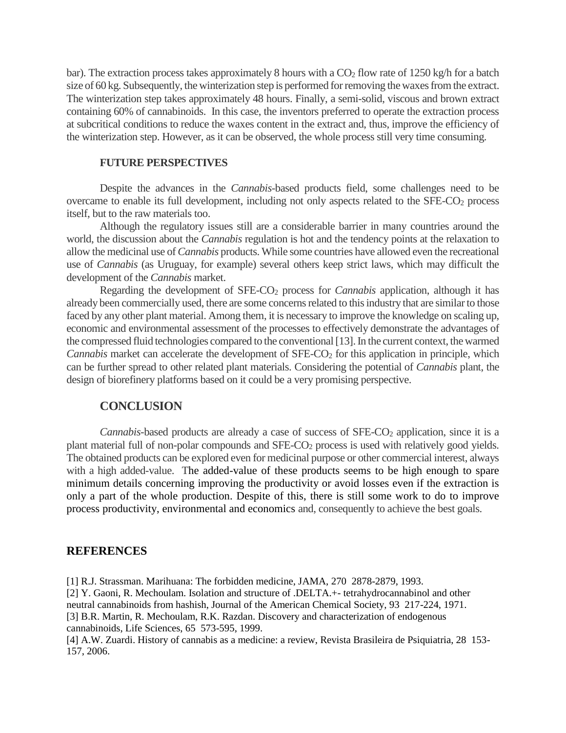bar). The extraction process takes approximately 8 hours with a $CO_2$ flow rate of 1250 kg/h for a batch size of 60 kg. Subsequently, the winterization step is performed for removing the waxes from the extract. The winterization step takes approximately 48 hours. Finally, a semi-solid, viscous and brown extract containing 60% of cannabinoids. In this case, the inventors preferred to operate the extraction process at subcritical conditions to reduce the waxes content in the extract and, thus, improve the efficiency of the winterization step. However, as it can be observed, the whole process still very time consuming.

### FUTURE PERSPECTIVES

Despite the advances in the *Cannabis*-based products field, some challenges need to be overcame to enable its full development, including not only aspects related to the SFE-$CO_2$ process itself, but to the raw materials too.

Although the regulatory issues still are a considerable barrier in many countries around the world, the discussion about the *Cannabis* regulation is hot and the tendency points at the relaxation to allow the medicinal use of *Cannabis* products. While some countries have allowed even the recreational use of *Cannabis* (as Uruguay, for example) several others keep strict laws, which may difficult the development of the *Cannabis* market.

Regarding the development of SFE-$CO_2$ process for *Cannabis* application, although it has already been commercially used, there are some concerns related to this industry that are similar to those faced by any other plant material. Among them, it is necessary to improve the knowledge on scaling up, economic and environmental assessment of the processes to effectively demonstrate the advantages of the compressed fluid technologies compared to the conventional [13]. In the current context, the warmed *Cannabis* market can accelerate the development of SFE-$CO_2$ for this application in principle, which can be further spread to other related plant materials. Considering the potential of *Cannabis* plant, the design of biorefinery platforms based on it could be a very promising perspective.

## CONCLUSION

*Cannabis*-based products are already a case of success of SFE-$CO_2$ application, since it is a plant material full of non-polar compounds and SFE-$CO_2$ process is used with relatively good yields. The obtained products can be explored even for medicinal purpose or other commercial interest, always with a high added-value. The added-value of these products seems to be high enough to spare minimum details concerning improving the productivity or avoid losses even if the extraction is only a part of the whole production. Despite of this, there is still some work to do to improve process productivity, environmental and economics and, consequently to achieve the best goals.

## REFERENCES

[1] R.J. Strassman. Marihuana: The forbidden medicine, JAMA, 270 2878-2879, 1993.
[2] Y. Gaoni, R. Mechoulam. Isolation and structure of .DELTA.+- tetrahydrocannabinol and other neutral cannabinoids from hashish, Journal of the American Chemical Society, 93 217-224, 1971.
[3] B.R. Martin, R. Mechoulam, R.K. Razdan. Discovery and characterization of endogenous cannabinoids, Life Sciences, 65 573-595, 1999.
[4] A.W. Zuardi. History of cannabis as a medicine: a review, Revista Brasileira de Psiquiatria, 28 153-157, 2006.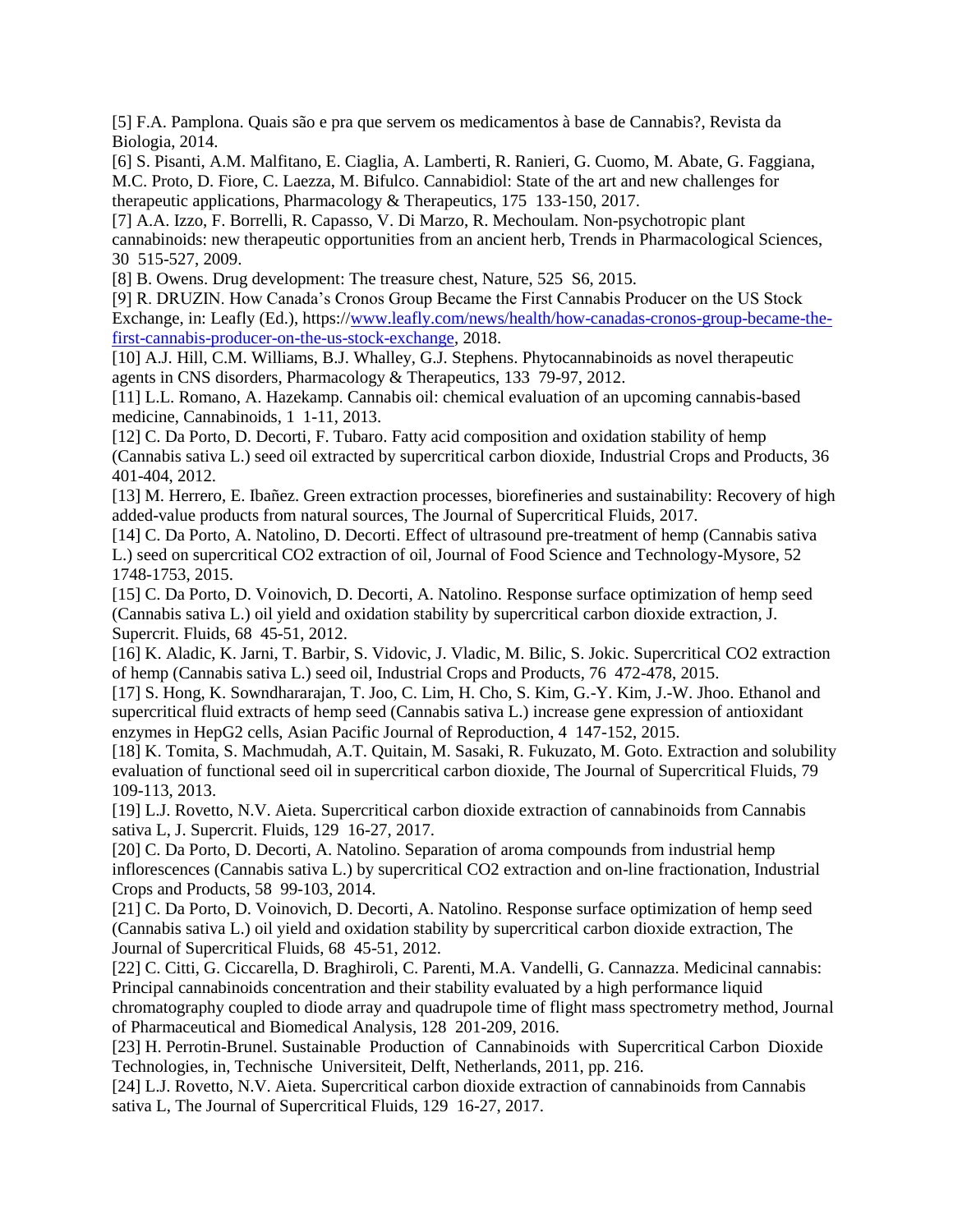[5] F.A. Pamplona. Quais são e pra que servem os medicamentos à base de Cannabis?, Revista da Biologia, 2014.

[6] S. Pisanti, A.M. Malfitano, E. Ciaglia, A. Lamberti, R. Ranieri, G. Cuomo, M. Abate, G. Faggiana, M.C. Proto, D. Fiore, C. Laezza, M. Bifulco. Cannabidiol: State of the art and new challenges for therapeutic applications, Pharmacology & Therapeutics, 175 133-150, 2017.

[7] A.A. Izzo, F. Borrelli, R. Capasso, V. Di Marzo, R. Mechoulam. Non-psychotropic plant cannabinoids: new therapeutic opportunities from an ancient herb, Trends in Pharmacological Sciences, 30 515-527, 2009.

[8] B. Owens. Drug development: The treasure chest, Nature, 525 S6, 2015.

[9] R. DRUZIN. How Canada's Cronos Group Became the First Cannabis Producer on the US Stock Exchange, in: Leafly (Ed.), https://www.leafly.com/news/health/how-canadas-cronos-group-became-the-first-cannabis-producer-on-the-us-stock-exchange, 2018.

[10] A.J. Hill, C.M. Williams, B.J. Whalley, G.J. Stephens. Phytocannabinoids as novel therapeutic agents in CNS disorders, Pharmacology & Therapeutics, 133 79-97, 2012.

[11] L.L. Romano, A. Hazekamp. Cannabis oil: chemical evaluation of an upcoming cannabis-based medicine, Cannabinoids, 1 1-11, 2013.

[12] C. Da Porto, D. Decorti, F. Tubaro. Fatty acid composition and oxidation stability of hemp (Cannabis sativa L.) seed oil extracted by supercritical carbon dioxide, Industrial Crops and Products, 36 401-404, 2012.

[13] M. Herrero, E. Ibañez. Green extraction processes, biorefineries and sustainability: Recovery of high added-value products from natural sources, The Journal of Supercritical Fluids, 2017.

[14] C. Da Porto, A. Natolino, D. Decorti. Effect of ultrasound pre-treatment of hemp (Cannabis sativa L.) seed on supercritical CO2 extraction of oil, Journal of Food Science and Technology-Mysore, 52 1748-1753, 2015.

[15] C. Da Porto, D. Voinovich, D. Decorti, A. Natolino. Response surface optimization of hemp seed (Cannabis sativa L.) oil yield and oxidation stability by supercritical carbon dioxide extraction, J. Supercrit. Fluids, 68 45-51, 2012.

[16] K. Aladic, K. Jarni, T. Barbir, S. Vidovic, J. Vladic, M. Bilic, S. Jokic. Supercritical CO2 extraction of hemp (Cannabis sativa L.) seed oil, Industrial Crops and Products, 76 472-478, 2015.

[17] S. Hong, K. Sowndhararajan, T. Joo, C. Lim, H. Cho, S. Kim, G.-Y. Kim, J.-W. Jhoo. Ethanol and supercritical fluid extracts of hemp seed (Cannabis sativa L.) increase gene expression of antioxidant enzymes in HepG2 cells, Asian Pacific Journal of Reproduction, 4 147-152, 2015.

[18] K. Tomita, S. Machmudah, A.T. Quitain, M. Sasaki, R. Fukuzato, M. Goto. Extraction and solubility evaluation of functional seed oil in supercritical carbon dioxide, The Journal of Supercritical Fluids, 79 109-113, 2013.

[19] L.J. Rovetto, N.V. Aieta. Supercritical carbon dioxide extraction of cannabinoids from Cannabis sativa L, J. Supercrit. Fluids, 129 16-27, 2017.

[20] C. Da Porto, D. Decorti, A. Natolino. Separation of aroma compounds from industrial hemp inflorescences (Cannabis sativa L.) by supercritical CO2 extraction and on-line fractionation, Industrial Crops and Products, 58 99-103, 2014.

[21] C. Da Porto, D. Voinovich, D. Decorti, A. Natolino. Response surface optimization of hemp seed (Cannabis sativa L.) oil yield and oxidation stability by supercritical carbon dioxide extraction, The Journal of Supercritical Fluids, 68 45-51, 2012.

[22] C. Citti, G. Ciccarella, D. Braghiroli, C. Parenti, M.A. Vandelli, G. Cannazza. Medicinal cannabis: Principal cannabinoids concentration and their stability evaluated by a high performance liquid chromatography coupled to diode array and quadrupole time of flight mass spectrometry method, Journal of Pharmaceutical and Biomedical Analysis, 128 201-209, 2016.

[23] H. Perrotin-Brunel. Sustainable Production of Cannabinoids with Supercritical Carbon Dioxide Technologies, in, Technische Universiteit, Delft, Netherlands, 2011, pp. 216.

[24] L.J. Rovetto, N.V. Aieta. Supercritical carbon dioxide extraction of cannabinoids from Cannabis sativa L, The Journal of Supercritical Fluids, 129 16-27, 2017.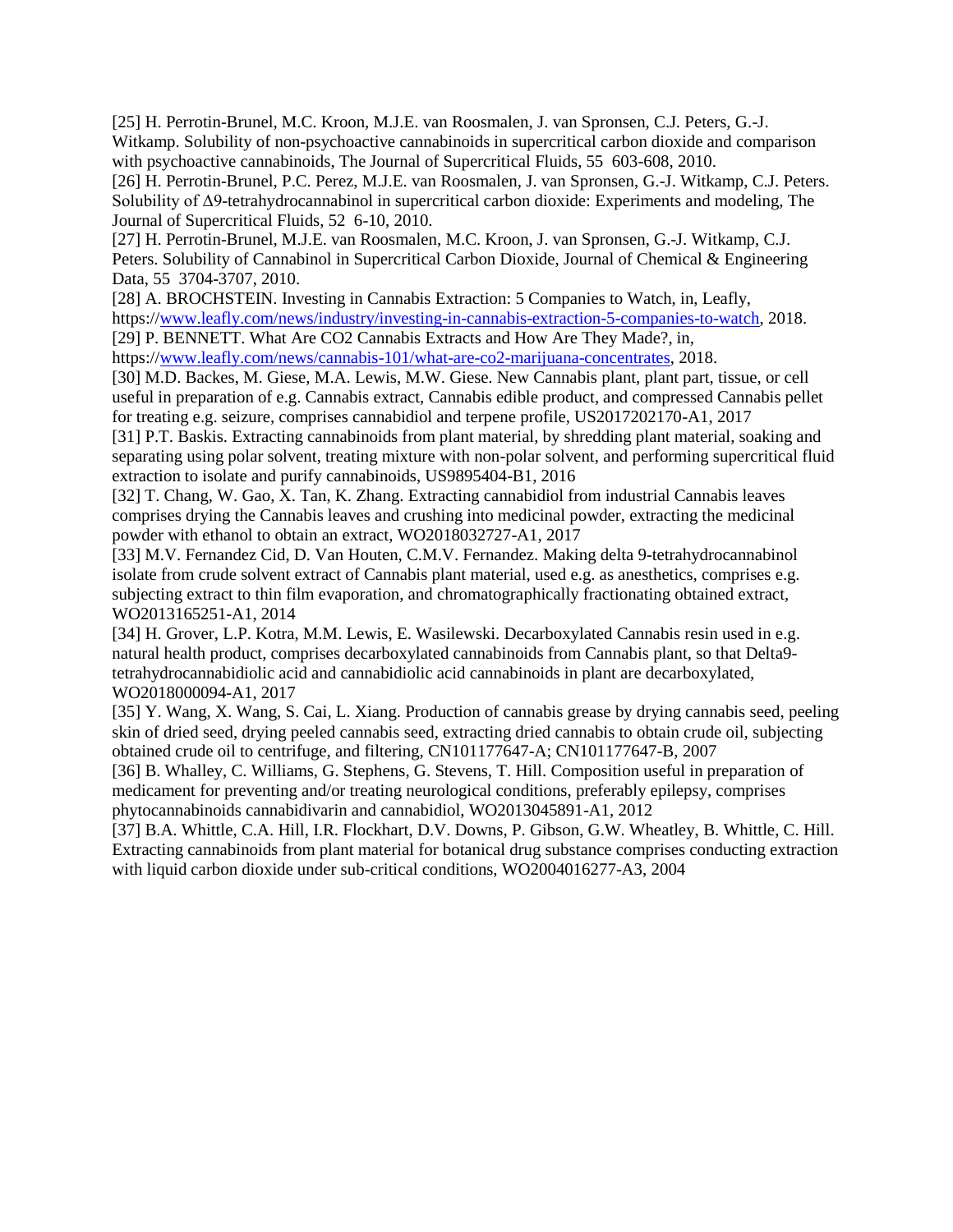[25] H. Perrotin-Brunel, M.C. Kroon, M.J.E. van Roosmalen, J. van Spronsen, C.J. Peters, G.-J. Witkamp. Solubility of non-psychoactive cannabinoids in supercritical carbon dioxide and comparison with psychoactive cannabinoids, The Journal of Supercritical Fluids, 55 603-608, 2010.

[26] H. Perrotin-Brunel, P.C. Perez, M.J.E. van Roosmalen, J. van Spronsen, G.-J. Witkamp, C.J. Peters. Solubility of Δ9-tetrahydrocannabinol in supercritical carbon dioxide: Experiments and modeling, The Journal of Supercritical Fluids, 52 6-10, 2010.

[27] H. Perrotin-Brunel, M.J.E. van Roosmalen, M.C. Kroon, J. van Spronsen, G.-J. Witkamp, C.J. Peters. Solubility of Cannabinol in Supercritical Carbon Dioxide, Journal of Chemical & Engineering Data, 55 3704-3707, 2010.

[28] A. BROCHSTEIN. Investing in Cannabis Extraction: 5 Companies to Watch, in, Leafly, https://www.leafly.com/news/industry/investing-in-cannabis-extraction-5-companies-to-watch, 2018.

[29] P. BENNETT. What Are CO2 Cannabis Extracts and How Are They Made?, in, https://www.leafly.com/news/cannabis-101/what-are-co2-marijuana-concentrates, 2018.

[30] M.D. Backes, M. Giese, M.A. Lewis, M.W. Giese. New Cannabis plant, plant part, tissue, or cell useful in preparation of e.g. Cannabis extract, Cannabis edible product, and compressed Cannabis pellet for treating e.g. seizure, comprises cannabidiol and terpene profile, US2017202170-A1, 2017

[31] P.T. Baskis. Extracting cannabinoids from plant material, by shredding plant material, soaking and separating using polar solvent, treating mixture with non-polar solvent, and performing supercritical fluid extraction to isolate and purify cannabinoids, US9895404-B1, 2016

[32] T. Chang, W. Gao, X. Tan, K. Zhang. Extracting cannabidiol from industrial Cannabis leaves comprises drying the Cannabis leaves and crushing into medicinal powder, extracting the medicinal powder with ethanol to obtain an extract, WO2018032727-A1, 2017

[33] M.V. Fernandez Cid, D. Van Houten, C.M.V. Fernandez. Making delta 9-tetrahydrocannabinol isolate from crude solvent extract of Cannabis plant material, used e.g. as anesthetics, comprises e.g. subjecting extract to thin film evaporation, and chromatographically fractionating obtained extract, WO2013165251-A1, 2014

[34] H. Grover, L.P. Kotra, M.M. Lewis, E. Wasilewski. Decarboxylated Cannabis resin used in e.g. natural health product, comprises decarboxylated cannabinoids from Cannabis plant, so that Delta9-tetrahydrocannabidiolic acid and cannabidiolic acid cannabinoids in plant are decarboxylated, WO2018000094-A1, 2017

[35] Y. Wang, X. Wang, S. Cai, L. Xiang. Production of cannabis grease by drying cannabis seed, peeling skin of dried seed, drying peeled cannabis seed, extracting dried cannabis to obtain crude oil, subjecting obtained crude oil to centrifuge, and filtering, CN101177647-A; CN101177647-B, 2007

[36] B. Whalley, C. Williams, G. Stephens, G. Stevens, T. Hill. Composition useful in preparation of medicament for preventing and/or treating neurological conditions, preferably epilepsy, comprises phytocannabinoids cannabidivarin and cannabidiol, WO2013045891-A1, 2012

[37] B.A. Whittle, C.A. Hill, I.R. Flockhart, D.V. Downs, P. Gibson, G.W. Wheatley, B. Whittle, C. Hill. Extracting cannabinoids from plant material for botanical drug substance comprises conducting extraction with liquid carbon dioxide under sub-critical conditions, WO2004016277-A3, 2004